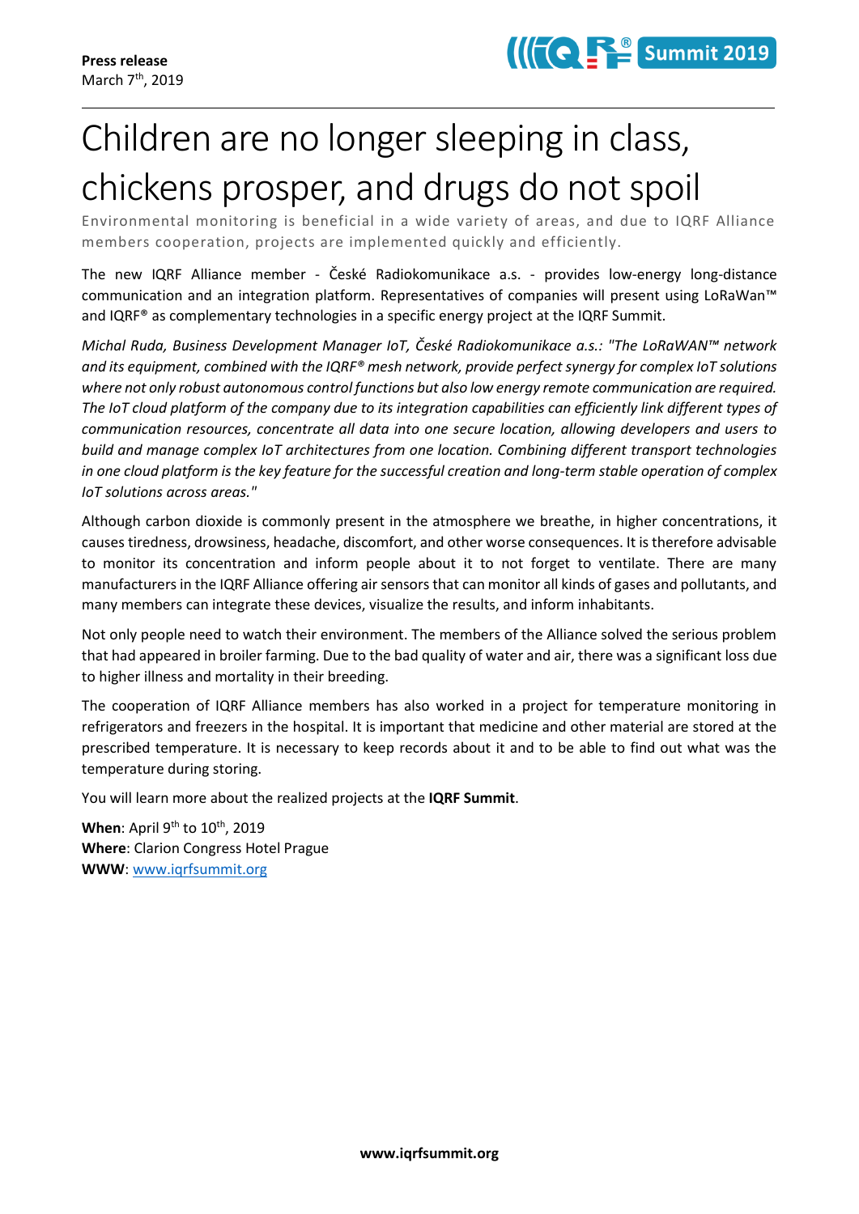**Press release**
March 7th, 2019

# Children are no longer sleeping in class, chickens prosper, and drugs do not spoil

Environmental monitoring is beneficial in a wide variety of areas, and due to IQRF Alliance members cooperation, projects are implemented quickly and efficiently.

The new IQRF Alliance member - České Radiokomunikace a.s. - provides low-energy long-distance communication and an integration platform. Representatives of companies will present using LoRaWan™ and IQRF® as complementary technologies in a specific energy project at the IQRF Summit.

*Michal Ruda, Business Development Manager IoT, České Radiokomunikace a.s.: "The LoRaWAN™ network and its equipment, combined with the IQRF® mesh network, provide perfect synergy for complex IoT solutions where not only robust autonomous control functions but also low energy remote communication are required. The IoT cloud platform of the company due to its integration capabilities can efficiently link different types of communication resources, concentrate all data into one secure location, allowing developers and users to build and manage complex IoT architectures from one location. Combining different transport technologies in one cloud platform is the key feature for the successful creation and long-term stable operation of complex IoT solutions across areas."*

Although carbon dioxide is commonly present in the atmosphere we breathe, in higher concentrations, it causes tiredness, drowsiness, headache, discomfort, and other worse consequences. It is therefore advisable to monitor its concentration and inform people about it to not forget to ventilate. There are many manufacturers in the IQRF Alliance offering air sensors that can monitor all kinds of gases and pollutants, and many members can integrate these devices, visualize the results, and inform inhabitants.

Not only people need to watch their environment. The members of the Alliance solved the serious problem that had appeared in broiler farming. Due to the bad quality of water and air, there was a significant loss due to higher illness and mortality in their breeding.

The cooperation of IQRF Alliance members has also worked in a project for temperature monitoring in refrigerators and freezers in the hospital. It is important that medicine and other material are stored at the prescribed temperature. It is necessary to keep records about it and to be able to find out what was the temperature during storing.

You will learn more about the realized projects at the **IQRF Summit**.

**When**: April 9th to 10th, 2019
**Where**: Clarion Congress Hotel Prague
**WWW**: [www.iqrfsummit.org](http://www.iqrfsummit.org)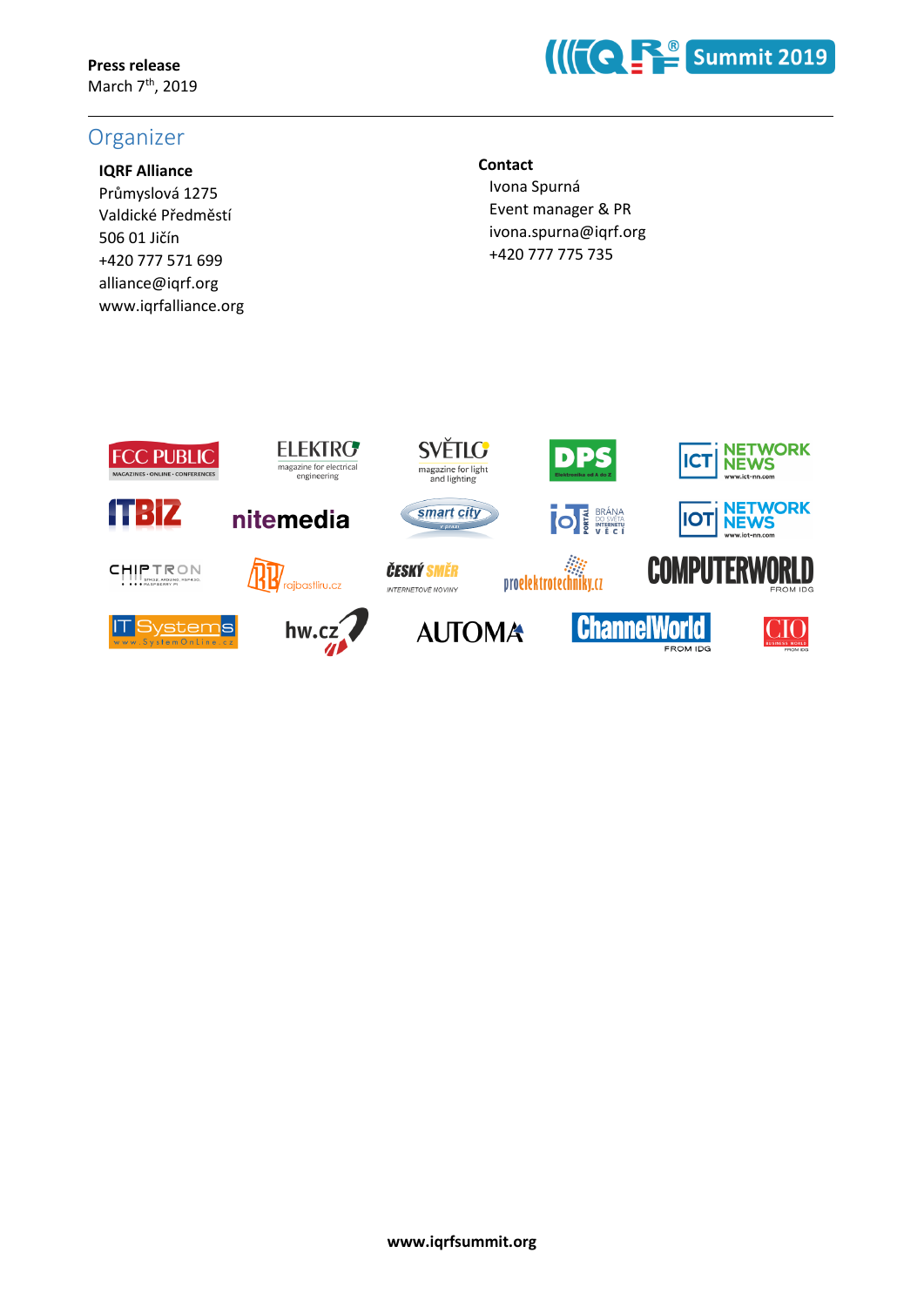## Organizer

**IQRF Alliance**
Průmyslová 1275
Valdické Předměstí
506 01 Jičín
+420 777 571 699
alliance@iqrf.org
www.iqrfalliance.org

**Contact**
Ivona Spurná
Event manager & PR
ivona.spurna@iqrf.org
+420 777 775 735